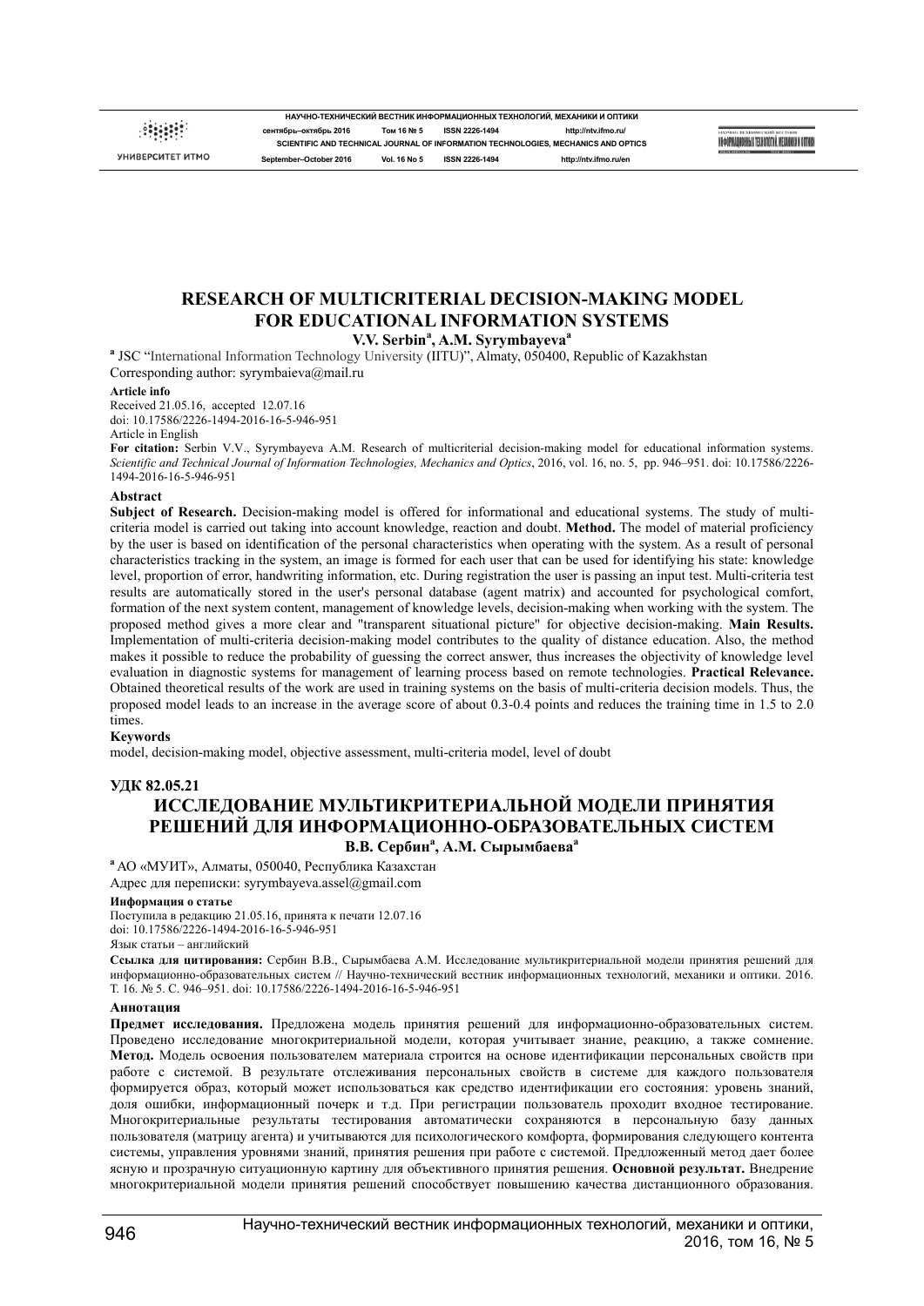# RESEARCH OF MULTICRITERIAL DECISION-MAKING MODEL FOR EDUCATIONAL INFORMATION SYSTEMS

**V.V. Serbin[a], A.M. Syrymbayeva[a]**

[a] JSC "International Information Technology University (IITU)", Almaty, 050400, Republic of Kazakhstan

Corresponding author: syrymbaieva@mail.ru

**Article info**

Received 21.05.16, accepted 12.07.16

doi: 10.17586/2226-1494-2016-16-5-946-951

Article in English

**For citation:** Serbin V.V., Syrymbayeva A.M. Research of multicriterial decision-making model for educational information systems. *Scientific and Technical Journal of Information Technologies, Mechanics and Optics*, 2016, vol. 16, no. 5, pp. 946–951. doi: 10.17586/2226-1494-2016-16-5-946-951

**Abstract**

**Subject of Research.** Decision-making model is offered for informational and educational systems. The study of multi-criteria model is carried out taking into account knowledge, reaction and doubt. **Method.** The model of material proficiency by the user is based on identification of the personal characteristics when operating with the system. As a result of personal characteristics tracking in the system, an image is formed for each user that can be used for identifying his state: knowledge level, proportion of error, handwriting information, etc. During registration the user is passing an input test. Multi-criteria test results are automatically stored in the user's personal database (agent matrix) and accounted for psychological comfort, formation of the next system content, management of knowledge levels, decision-making when working with the system. The proposed method gives a more clear and "transparent situational picture" for objective decision-making. **Main Results.** Implementation of multi-criteria decision-making model contributes to the quality of distance education. Also, the method makes it possible to reduce the probability of guessing the correct answer, thus increases the objectivity of knowledge level evaluation in diagnostic systems for management of learning process based on remote technologies. **Practical Relevance.** Obtained theoretical results of the work are used in training systems on the basis of multi-criteria decision models. Thus, the proposed model leads to an increase in the average score of about 0.3-0.4 points and reduces the training time in 1.5 to 2.0 times.

**Keywords**

model, decision-making model, objective assessment, multi-criteria model, level of doubt

**УДК 82.05.21**

# ИССЛЕДОВАНИЕ МУЛЬТИКРИТЕРИАЛЬНОЙ МОДЕЛИ ПРИНЯТИЯ РЕШЕНИЙ ДЛЯ ИНФОРМАЦИОННО-ОБРАЗОВАТЕЛЬНЫХ СИСТЕМ

**В.В. Сербин[a], А.М. Сырымбаева[a]**

[a] АО «МУИТ», Алматы, 050040, Республика Казахстан

Адрес для переписки: syrymbayeva.assel@gmail.com

**Информация о статье**

Поступила в редакцию 21.05.16, принята к печати 12.07.16

doi: 10.17586/2226-1494-2016-16-5-946-951

Язык статьи – английский

**Ссылка для цитирования:** Сербин В.В., Сырымбаева А.М. Исследование мультикритериальной модели принятия решений для информационно-образовательных систем // Научно-технический вестник информационных технологий, механики и оптики. 2016. Т. 16. № 5. С. 946–951. doi: 10.17586/2226-1494-2016-16-5-946-951

**Аннотация**

**Предмет исследования.** Предложена модель принятия решений для информационно-образовательных систем. Проведено исследование многокритериальной модели, которая учитывает знание, реакцию, а также сомнение. **Метод.** Модель освоения пользователем материала строится на основе идентификации персональных свойств при работе с системой. В результате отслеживания персональных свойств в системе для каждого пользователя формируется образ, который может использоваться как средство идентификации его состояния: уровень знаний, доля ошибки, информационный почерк и т.д. При регистрации пользователь проходит входное тестирование. Многокритериальные результаты тестирования автоматически сохраняются в персональную базу данных пользователя (матрицу агента) и учитываются для психологического комфорта, формирования следующего контента системы, управления уровнями знаний, принятия решения при работе с системой. Предложенный метод дает более ясную и прозрачную ситуационную картину для объективного принятия решения. **Основной результат.** Внедрение многокритериальной модели принятия решений способствует повышению качества дистанционного образования.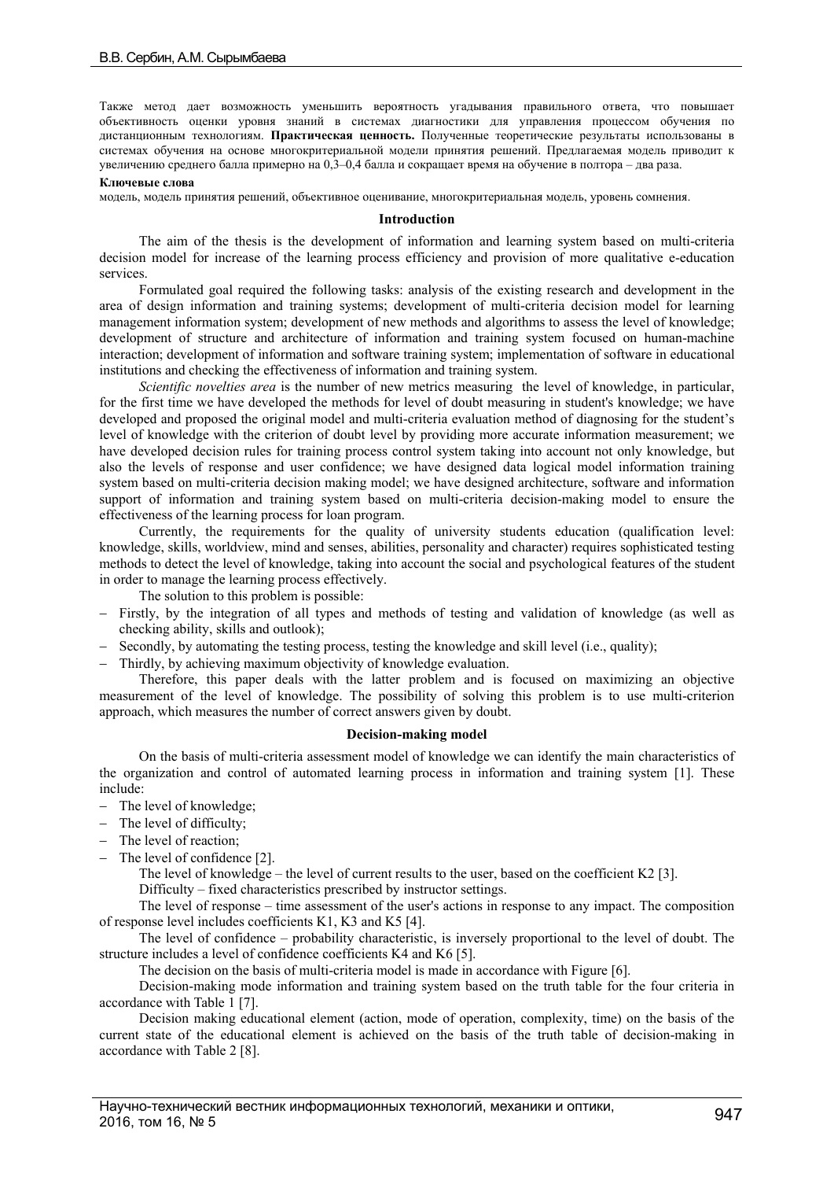Также метод дает возможность уменьшить вероятность угадывания правильного ответа, что повышает объективность оценки уровня знаний в системах диагностики для управления процессом обучения по дистанционным технологиям. **Практическая ценность.** Полученные теоретические результаты использованы в системах обучения на основе многокритериальной модели принятия решений. Предлагаемая модель приводит к увеличению среднего балла примерно на 0,3–0,4 балла и сокращает время на обучение в полтора – два раза.

**Ключевые слова**

модель, модель принятия решений, объективное оценивание, многокритериальная модель, уровень сомнения.

## Introduction

The aim of the thesis is the development of information and learning system based on multi-criteria decision model for increase of the learning process efficiency and provision of more qualitative e-education services.

Formulated goal required the following tasks: analysis of the existing research and development in the area of design information and training systems; development of multi-criteria decision model for learning management information system; development of new methods and algorithms to assess the level of knowledge; development of structure and architecture of information and training system focused on human-machine interaction; development of information and software training system; implementation of software in educational institutions and checking the effectiveness of information and training system.

*Scientific novelties area* is the number of new metrics measuring the level of knowledge, in particular, for the first time we have developed the methods for level of doubt measuring in student's knowledge; we have developed and proposed the original model and multi-criteria evaluation method of diagnosing for the student's level of knowledge with the criterion of doubt level by providing more accurate information measurement; we have developed decision rules for training process control system taking into account not only knowledge, but also the levels of response and user confidence; we have designed data logical model information training system based on multi-criteria decision making model; we have designed architecture, software and information support of information and training system based on multi-criteria decision-making model to ensure the effectiveness of the learning process for loan program.

Currently, the requirements for the quality of university students education (qualification level: knowledge, skills, worldview, mind and senses, abilities, personality and character) requires sophisticated testing methods to detect the level of knowledge, taking into account the social and psychological features of the student in order to manage the learning process effectively.

The solution to this problem is possible:

- Firstly, by the integration of all types and methods of testing and validation of knowledge (as well as checking ability, skills and outlook);
- Secondly, by automating the testing process, testing the knowledge and skill level (i.e., quality);
- Thirdly, by achieving maximum objectivity of knowledge evaluation.

Therefore, this paper deals with the latter problem and is focused on maximizing an objective measurement of the level of knowledge. The possibility of solving this problem is to use multi-criterion approach, which measures the number of correct answers given by doubt.

## Decision-making model

On the basis of multi-criteria assessment model of knowledge we can identify the main characteristics of the organization and control of automated learning process in information and training system [1]. These include:

- The level of knowledge;
- The level of difficulty;
- The level of reaction;
- The level of confidence [2].

The level of knowledge – the level of current results to the user, based on the coefficient K2 [3].

Difficulty – fixed characteristics prescribed by instructor settings.

The level of response – time assessment of the user's actions in response to any impact. The composition of response level includes coefficients K1, K3 and K5 [4].

The level of confidence – probability characteristic, is inversely proportional to the level of doubt. The structure includes a level of confidence coefficients K4 and K6 [5].

The decision on the basis of multi-criteria model is made in accordance with Figure [6].

Decision-making mode information and training system based on the truth table for the four criteria in accordance with Table 1 [7].

Decision making educational element (action, mode of operation, complexity, time) on the basis of the current state of the educational element is achieved on the basis of the truth table of decision-making in accordance with Table 2 [8].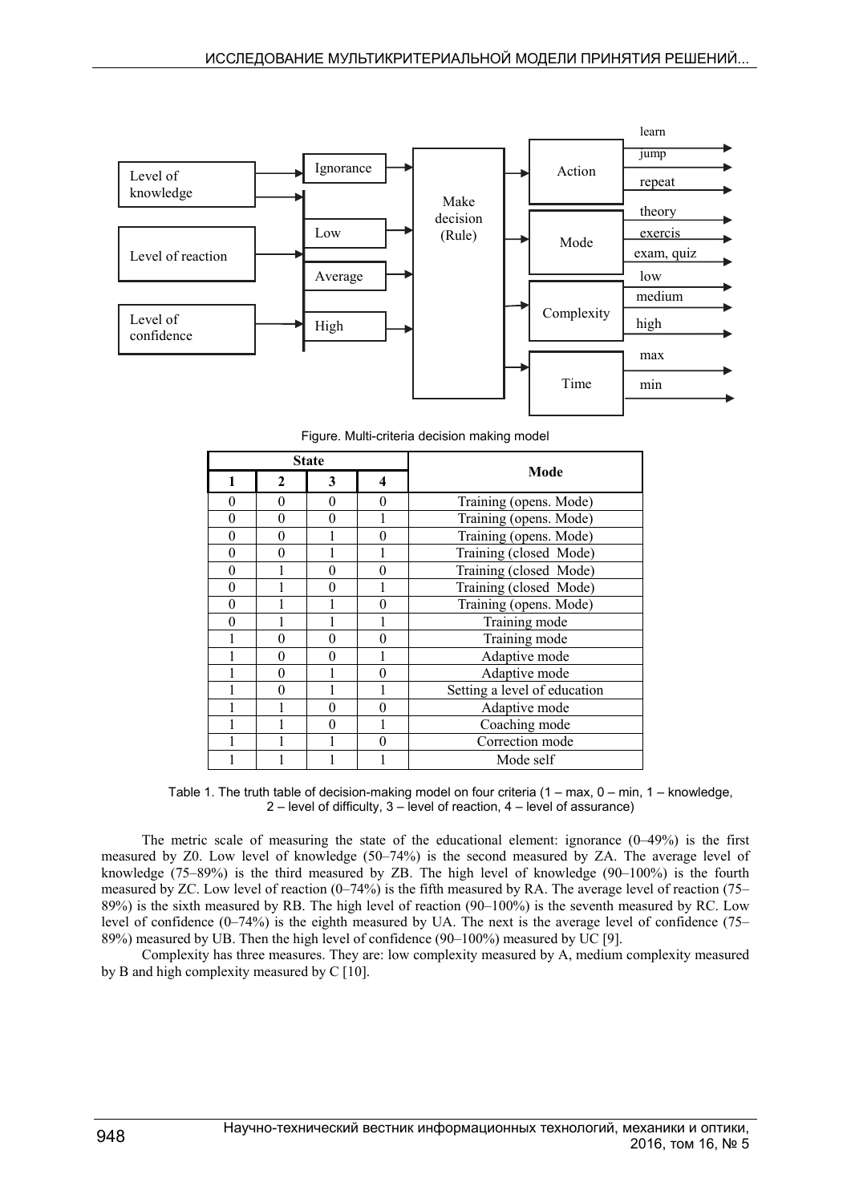Figure. Multi-criteria decision making model

| State | | | | Mode |
|---|---|---|---|---|
| 1 | 2 | 3 | 4 | |
| 0 | 0 | 0 | 0 | Training (opens. Mode) |
| 0 | 0 | 0 | 1 | Training (opens. Mode) |
| 0 | 0 | 1 | 0 | Training (opens. Mode) |
| 0 | 0 | 1 | 1 | Training (closed Mode) |
| 0 | 1 | 0 | 0 | Training (closed Mode) |
| 0 | 1 | 0 | 1 | Training (closed Mode) |
| 0 | 1 | 1 | 0 | Training (opens. Mode) |
| 0 | 1 | 1 | 1 | Training mode |
| 1 | 0 | 0 | 0 | Training mode |
| 1 | 0 | 0 | 1 | Adaptive mode |
| 1 | 0 | 1 | 0 | Adaptive mode |
| 1 | 0 | 1 | 1 | Setting a level of education |
| 1 | 1 | 0 | 0 | Adaptive mode |
| 1 | 1 | 0 | 1 | Coaching mode |
| 1 | 1 | 1 | 0 | Correction mode |
| 1 | 1 | 1 | 1 | Mode self |

Table 1. The truth table of decision-making model on four criteria (1 – max, 0 – min, 1 – knowledge, 2 – level of difficulty, 3 – level of reaction, 4 – level of assurance)

The metric scale of measuring the state of the educational element: ignorance (0–49%) is the first measured by Z0. Low level of knowledge (50–74%) is the second measured by ZA. The average level of knowledge (75–89%) is the third measured by ZB. The high level of knowledge (90–100%) is the fourth measured by ZC. Low level of reaction (0–74%) is the fifth measured by RA. The average level of reaction (75–89%) is the sixth measured by RB. The high level of reaction (90–100%) is the seventh measured by RC. Low level of confidence (0–74%) is the eighth measured by UA. The next is the average level of confidence (75–89%) measured by UB. Then the high level of confidence (90–100%) measured by UC [9].

Complexity has three measures. They are: low complexity measured by A, medium complexity measured by B and high complexity measured by C [10].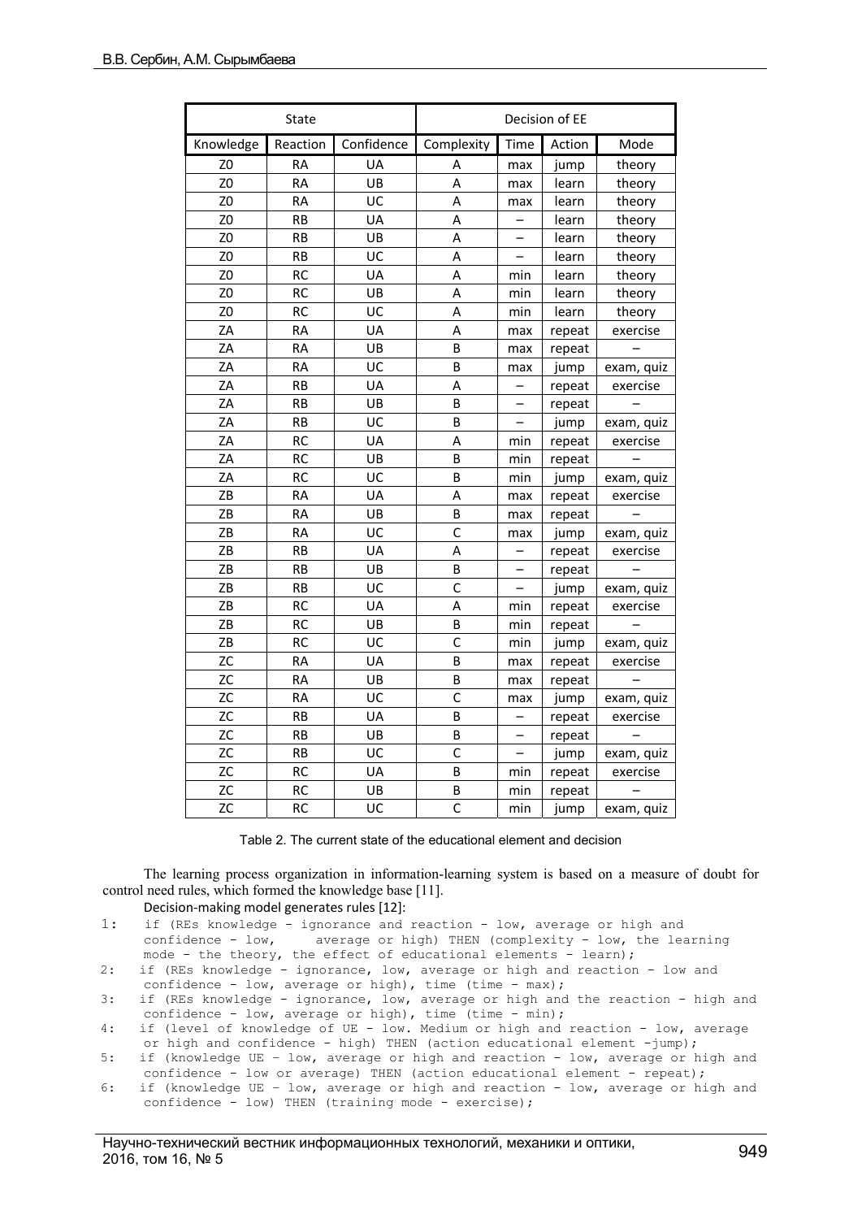| State | | | Decision of EE | | | |
|---|---|---|---|---|---|---|
| Knowledge | Reaction | Confidence | Complexity | Time | Action | Mode |
| Z0 | RA | UA | A | max | jump | theory |
| Z0 | RA | UB | A | max | learn | theory |
| Z0 | RA | UC | A | max | learn | theory |
| Z0 | RB | UA | A | – | learn | theory |
| Z0 | RB | UB | A | – | learn | theory |
| Z0 | RB | UC | A | – | learn | theory |
| Z0 | RC | UA | A | min | learn | theory |
| Z0 | RC | UB | A | min | learn | theory |
| Z0 | RC | UC | A | min | learn | theory |
| ZA | RA | UA | A | max | repeat | exercise |
| ZA | RA | UB | B | max | repeat | – |
| ZA | RA | UC | B | max | jump | exam, quiz |
| ZA | RB | UA | A | – | repeat | exercise |
| ZA | RB | UB | B | – | repeat | – |
| ZA | RB | UC | B | – | jump | exam, quiz |
| ZA | RC | UA | A | min | repeat | exercise |
| ZA | RC | UB | B | min | repeat | – |
| ZA | RC | UC | B | min | jump | exam, quiz |
| ZB | RA | UA | A | max | repeat | exercise |
| ZB | RA | UB | B | max | repeat | – |
| ZB | RA | UC | C | max | jump | exam, quiz |
| ZB | RB | UA | A | – | repeat | exercise |
| ZB | RB | UB | B | – | repeat | – |
| ZB | RB | UC | C | – | jump | exam, quiz |
| ZB | RC | UA | A | min | repeat | exercise |
| ZB | RC | UB | B | min | repeat | – |
| ZB | RC | UC | C | min | jump | exam, quiz |
| ZC | RA | UA | B | max | repeat | exercise |
| ZC | RA | UB | B | max | repeat | – |
| ZC | RA | UC | C | max | jump | exam, quiz |
| ZC | RB | UA | B | – | repeat | exercise |
| ZC | RB | UB | B | – | repeat | – |
| ZC | RB | UC | C | – | jump | exam, quiz |
| ZC | RC | UA | B | min | repeat | exercise |
| ZC | RC | UB | B | min | repeat | – |
| ZC | RC | UC | C | min | jump | exam, quiz |

Table 2. The current state of the educational element and decision

The learning process organization in information-learning system is based on a measure of doubt for control need rules, which formed the knowledge base [11].

Decision-making model generates rules [12]:

```
1:  if (REs knowledge - ignorance and reaction - low, average or high and
    confidence - low,     average or high) THEN (complexity - low, the learning
    mode - the theory, the effect of educational elements - learn);
2:  if (REs knowledge - ignorance, low, average or high and reaction - low and
    confidence - low, average or high), time (time - max);
3:  if (REs knowledge - ignorance, low, average or high and the reaction - high and
    confidence - low, average or high), time (time - min);
4:  if (level of knowledge of UE - low. Medium or high and reaction - low, average
    or high and confidence - high) THEN (action educational element -jump);
5:  if (knowledge UE – low, average or high and reaction - low, average or high and
    confidence - low or average) THEN (action educational element - repeat);
6:  if (knowledge UE – low, average or high and reaction - low, average or high and
    confidence - low) THEN (training mode - exercise);
```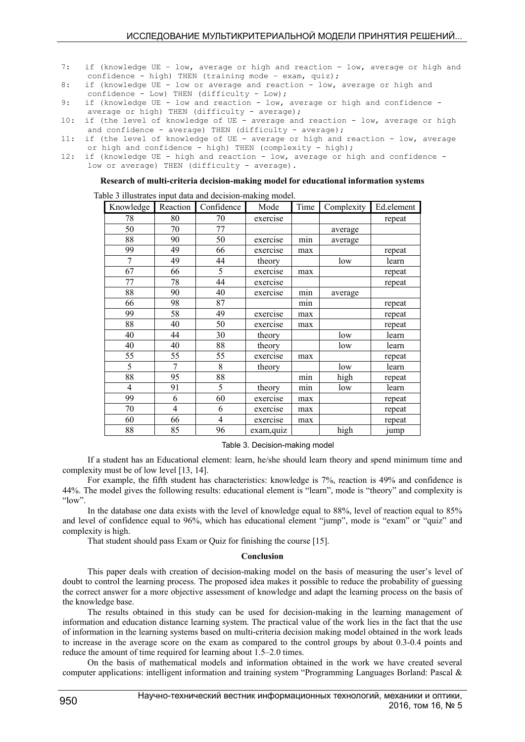```
7:  if (knowledge UE – low, average or high and reaction - low, average or high and
    confidence - high) THEN (training mode – exam, quiz);
8:  if (knowledge UE - low or average and reaction - low, average or high and
    confidence - Low) THEN (difficulty - Low);
9:  if (knowledge UE - low and reaction - low, average or high and confidence -
    average or high) THEN (difficulty - average);
10: if (the level of knowledge of UE - average and reaction - low, average or high
    and confidence - average) THEN (difficulty - average);
11: if (the level of knowledge of UE - average or high and reaction - low, average
    or high and confidence - high) THEN (complexity - high);
12: if (knowledge UE - high and reaction - low, average or high and confidence -
    low or average) THEN (difficulty - average).
```

**Research of multi-criteria decision-making model for educational information systems**

Table 3 illustrates input data and decision-making model.

| Knowledge | Reaction | Confidence | Mode | Time | Complexity | Ed.element |
|---|---|---|---|---|---|---|
| 78 | 80 | 70 | exercise | | | repeat |
| 50 | 70 | 77 | | | average | |
| 88 | 90 | 50 | exercise | min | average | |
| 99 | 49 | 66 | exercise | max | | repeat |
| 7 | 49 | 44 | theory | | low | learn |
| 67 | 66 | 5 | exercise | max | | repeat |
| 77 | 78 | 44 | exercise | | | repeat |
| 88 | 90 | 40 | exercise | min | average | |
| 66 | 98 | 87 | | min | | repeat |
| 99 | 58 | 49 | exercise | max | | repeat |
| 88 | 40 | 50 | exercise | max | | repeat |
| 40 | 44 | 30 | theory | | low | learn |
| 40 | 40 | 88 | theory | | low | learn |
| 55 | 55 | 55 | exercise | max | | repeat |
| 5 | 7 | 8 | theory | | low | learn |
| 88 | 95 | 88 | | min | high | repeat |
| 4 | 91 | 5 | theory | min | low | learn |
| 99 | 6 | 60 | exercise | max | | repeat |
| 70 | 4 | 6 | exercise | max | | repeat |
| 60 | 66 | 4 | exercise | max | | repeat |
| 88 | 85 | 96 | exam,quiz | | high | jump |

Table 3. Decision-making model

If a student has an Educational element: learn, he/she should learn theory and spend minimum time and complexity must be of low level [13, 14].

For example, the fifth student has characteristics: knowledge is 7%, reaction is 49% and confidence is 44%. The model gives the following results: educational element is "learn", mode is "theory" and complexity is "low".

In the database one data exists with the level of knowledge equal to 88%, level of reaction equal to 85% and level of confidence equal to 96%, which has educational element "jump", mode is "exam" or "quiz" and complexity is high.

That student should pass Exam or Quiz for finishing the course [15].

**Conclusion**

This paper deals with creation of decision-making model on the basis of measuring the user's level of doubt to control the learning process. The proposed idea makes it possible to reduce the probability of guessing the correct answer for a more objective assessment of knowledge and adapt the learning process on the basis of the knowledge base.

The results obtained in this study can be used for decision-making in the learning management of information and education distance learning system. The practical value of the work lies in the fact that the use of information in the learning systems based on multi-criteria decision making model obtained in the work leads to increase in the average score on the exam as compared to the control groups by about 0.3-0.4 points and reduce the amount of time required for learning about 1.5–2.0 times.

On the basis of mathematical models and information obtained in the work we have created several computer applications: intelligent information and training system "Programming Languages Borland: Pascal &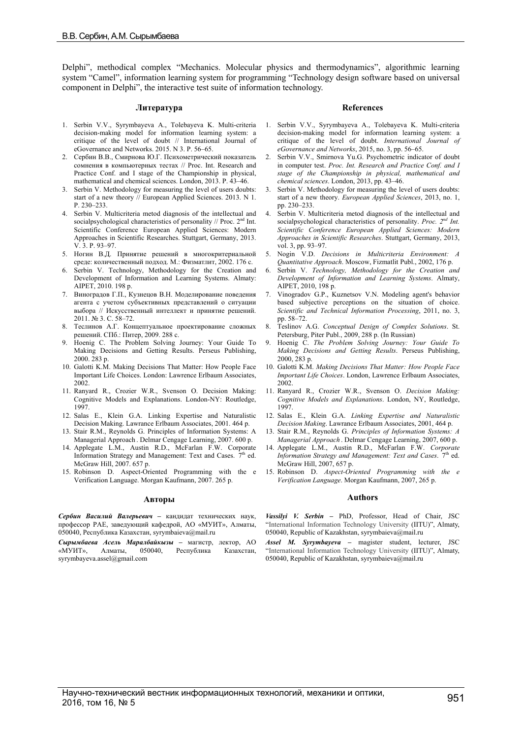Delphi", methodical complex "Mechanics. Molecular physics and thermodynamics", algorithmic learning system "Camel", information learning system for programming "Technology design software based on universal component in Delphi", the interactive test suite of information technology.

## Литература

1. Serbin V.V., Syrymbayeva A., Tolebayeva K. Multi-criteria decision-making model for information learning system: a critique of the level of doubt // International Journal of eGovernance and Networks. 2015. N 3. P. 56–65.
2. Сербин В.В., Смирнова Ю.Г. Психометрический показатель сомнения в компьютерных тестах // Proc. Int. Research and Practice Conf. and I stage of the Championship in physical, mathematical and chemical sciences. London, 2013. P. 43–46.
3. Serbin V. Methodology for measuring the level of users doubts: start of a new theory // European Applied Sciences. 2013. N 1. P. 230–233.
4. Serbin V. Multicriteria metod diagnosis of the intellectual and socialpsychological characteristics of personality // Proc. 2[nd] Int. Scientific Conference European Applied Sciences: Modern Approaches in Scientific Researches. Stuttgart, Germany, 2013. V. 3. P. 93–97.
5. Ногин В.Д. Принятие решений в многокритериальной среде: количественный подход. М.: Физматлит, 2002. 176 с.
6. Serbin V. Technology, Methodology for the Creation and Development of Information and Learning Systems. Almaty: AIPET, 2010. 198 p.
7. Виноградов Г.П., Кузнецов В.Н. Моделирование поведения агента с учетом субъективных представлений о ситуации выбора // Искусственный интеллект и принятие решений. 2011. № 3. С. 58–72.
8. Теслинов А.Г. Концептуальное проектирование сложных решений. СПб.: Питер, 2009. 288 с.
9. Hoenig C. The Problem Solving Journey: Your Guide To Making Decisions and Getting Results. Perseus Publishing, 2000. 283 p.
10. Galotti K.M. Making Decisions That Matter: How People Face Important Life Choices. London: Lawrence Erlbaum Associates, 2002.
11. Ranyard R., Crozier W.R., Svenson O. Decision Making: Cognitive Models and Explanations. London-NY: Routledge, 1997.
12. Salas E., Klein G.A. Linking Expertise and Naturalistic Decision Making. Lawrance Erlbaum Associates, 2001. 464 p.
13. Stair R.M., Reynolds G. Principles of Information Systems: A Managerial Approach . Delmar Cengage Learning, 2007. 600 p.
14. Applegate L.M., Austin R.D., McFarlan F.W. Corporate Information Strategy and Management: Text and Cases. 7[th] ed. McGraw Hill, 2007. 657 p.
15. Robinson D. Aspect-Oriented Programming with the e Verification Language. Morgan Kaufmann, 2007. 265 p.

## References

1. Serbin V.V., Syrymbayeva A., Tolebayeva K. Multi-criteria decision-making model for information learning system: a critique of the level of doubt. *International Journal of eGovernance and Networks*, 2015, no. 3, pp. 56–65.
2. Serbin V.V., Smirnova Yu.G. Psychometric indicator of doubt in computer test. *Proc. Int. Research and Practice Conf. and I stage of the Championship in physical, mathematical and chemical sciences*. London, 2013, pp. 43–46.
3. Serbin V. Methodology for measuring the level of users doubts: start of a new theory. *European Applied Sciences*, 2013, no. 1, pp. 230–233.
4. Serbin V. Multicriteria metod diagnosis of the intellectual and socialpsychological characteristics of personality. *Proc. 2[nd] Int. Scientific Conference European Applied Sciences: Modern Approaches in Scientific Researches*. Stuttgart, Germany, 2013, vol. 3, pp. 93–97.
5. Nogin V.D. *Decisions in Multicriteria Environment: A Quantitative Approach*. Moscow, Fizmatlit Publ., 2002, 176 p.
6. Serbin V. *Technology, Methodology for the Creation and Development of Information and Learning Systems*. Almaty, AIPET, 2010, 198 p.
7. Vinogradov G.P., Kuznetsov V.N. Modeling agent's behavior based subjective perceptions on the situation of choice. *Scientific and Technical Information Processing*, 2011, no. 3, pp. 58–72.
8. Teslinov A.G. *Conceptual Design of Complex Solutions*. St. Petersburg, Piter Publ., 2009, 288 p. (In Russian)
9. Hoenig C. *The Problem Solving Journey: Your Guide To Making Decisions and Getting Results*. Perseus Publishing, 2000, 283 p.
10. Galotti K.M. *Making Decisions That Matter: How People Face Important Life Choices*. London, Lawrence Erlbaum Associates, 2002.
11. Ranyard R., Crozier W.R., Svenson O. *Decision Making: Cognitive Models and Explanations*. London, NY, Routledge, 1997.
12. Salas E., Klein G.A. *Linking Expertise and Naturalistic Decision Making*. Lawrance Erlbaum Associates, 2001, 464 p.
13. Stair R.M., Reynolds G. *Principles of Information Systems: A Managerial Approach* . Delmar Cengage Learning, 2007, 600 p.
14. Applegate L.M., Austin R.D., McFarlan F.W. *Corporate Information Strategy and Management: Text and Cases*. 7[th] ed. McGraw Hill, 2007, 657 p.
15. Robinson D. *Aspect-Oriented Programming with the e Verification Language*. Morgan Kaufmann, 2007, 265 p.

## Авторы

***Сербин Василий Валерьевич*** – кандидат технических наук, профессор РАЕ, заведующий кафедрой, АО «МУИТ», Алматы, 050040, Республика Казахстан, syrymbaieva@mail.ru

***Сырымбаева Асель Маралбайкызы*** – магистр, лектор, АО «МУИТ», Алматы, 050040, Республика Казахстан, syrymbayeva.assel@gmail.com

## Authors

***Vassilyi V. Serbin*** – PhD, Professor, Head of Chair, JSC "International Information Technology University (IITU)", Almaty, 050040, Republic of Kazakhstan, syrymbaieva@mail.ru

***Assel M. Syrymbayeva*** – magister student, lecturer, JSC "International Information Technology University (IITU)", Almaty, 050040, Republic of Kazakhstan, syrymbaieva@mail.ru